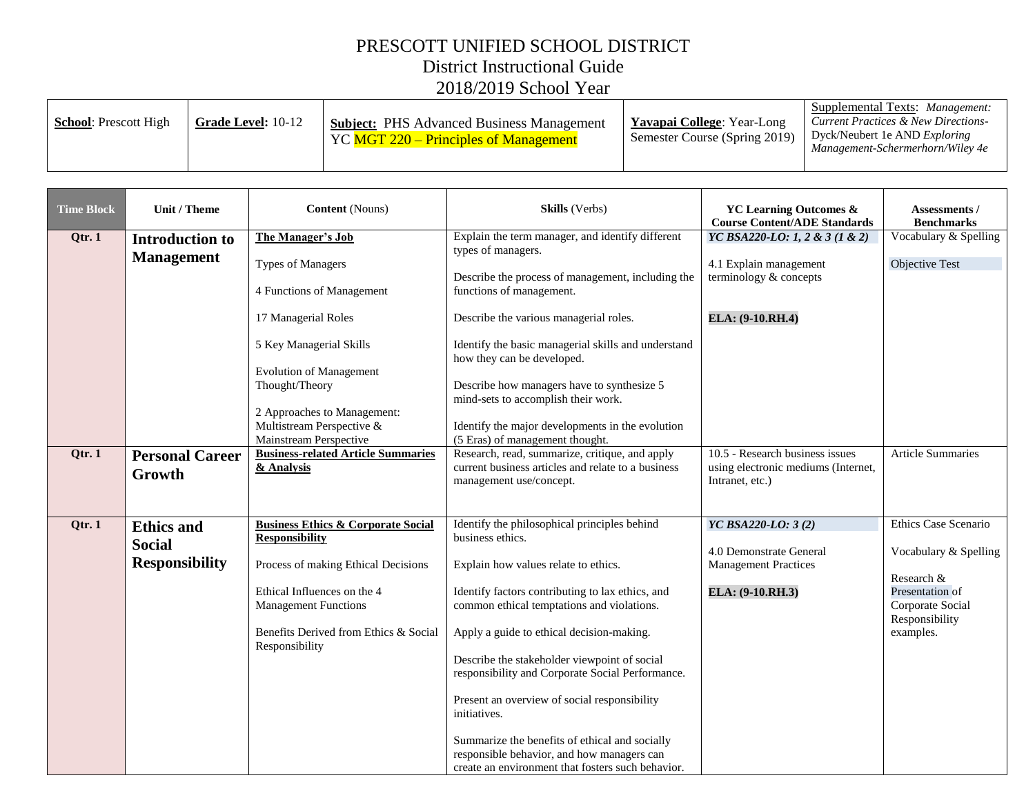# PRESCOTT UNIFIED SCHOOL DISTRICT
## District Instructional Guide
## 2018/2019 School Year

| | | | | |
|---|---|---|---|---|
| **School**: Prescott High | **Grade Level:** 10-12 | **Subject:** PHS Advanced Business Management YC MGT 220 – Principles of Management | **Yavapai College**: Year-Long Semester Course (Spring 2019) | Supplemental Texts: *Management: Current Practices & New Directions*-Dyck/Neubert 1e AND *Exploring Management*-Schermerhorn/Wiley 4e |

| Time Block | Unit / Theme | Content (Nouns) | Skills (Verbs) | YC Learning Outcomes & Course Content/ADE Standards | Assessments / Benchmarks |
|---|---|---|---|---|---|
| Qtr. 1 | **Introduction to Management** | **The Manager's Job**<br><br>Types of Managers<br><br>4 Functions of Management<br><br>17 Managerial Roles<br><br>5 Key Managerial Skills<br><br>Evolution of Management Thought/Theory<br><br>2 Approaches to Management: Multistream Perspective & Mainstream Perspective | Explain the term manager, and identify different types of managers.<br><br>Describe the process of management, including the functions of management.<br><br>Describe the various managerial roles.<br><br>Identify the basic managerial skills and understand how they can be developed.<br><br>Describe how managers have to synthesize 5 mind-sets to accomplish their work.<br><br>Identify the major developments in the evolution (5 Eras) of management thought. | ***YC BSA220-LO: 1, 2 & 3 (1 & 2)***<br><br>4.1 Explain management terminology & concepts<br><br>**ELA: (9-10.RH.4)** | Vocabulary & Spelling<br><br>Objective Test |
| Qtr. 1 | **Personal Career Growth** | **Business-related Article Summaries & Analysis** | Research, read, summarize, critique, and apply current business articles and relate to a business management use/concept. | 10.5 - Research business issues using electronic mediums (Internet, Intranet, etc.) | Article Summaries |
| Qtr. 1 | **Ethics and Social Responsibility** | **Business Ethics & Corporate Social Responsibility**<br><br>Process of making Ethical Decisions<br><br>Ethical Influences on the 4 Management Functions<br><br>Benefits Derived from Ethics & Social Responsibility | Identify the philosophical principles behind business ethics.<br><br>Explain how values relate to ethics.<br><br>Identify factors contributing to lax ethics, and common ethical temptations and violations.<br><br>Apply a guide to ethical decision-making.<br><br>Describe the stakeholder viewpoint of social responsibility and Corporate Social Performance.<br><br>Present an overview of social responsibility initiatives.<br><br>Summarize the benefits of ethical and socially responsible behavior, and how managers can create an environment that fosters such behavior. | ***YC BSA220-LO: 3 (2)***<br><br>4.0 Demonstrate General Management Practices<br><br>**ELA: (9-10.RH.3)** | Ethics Case Scenario<br><br>Vocabulary & Spelling<br><br>Research & Presentation of Corporate Social Responsibility examples. |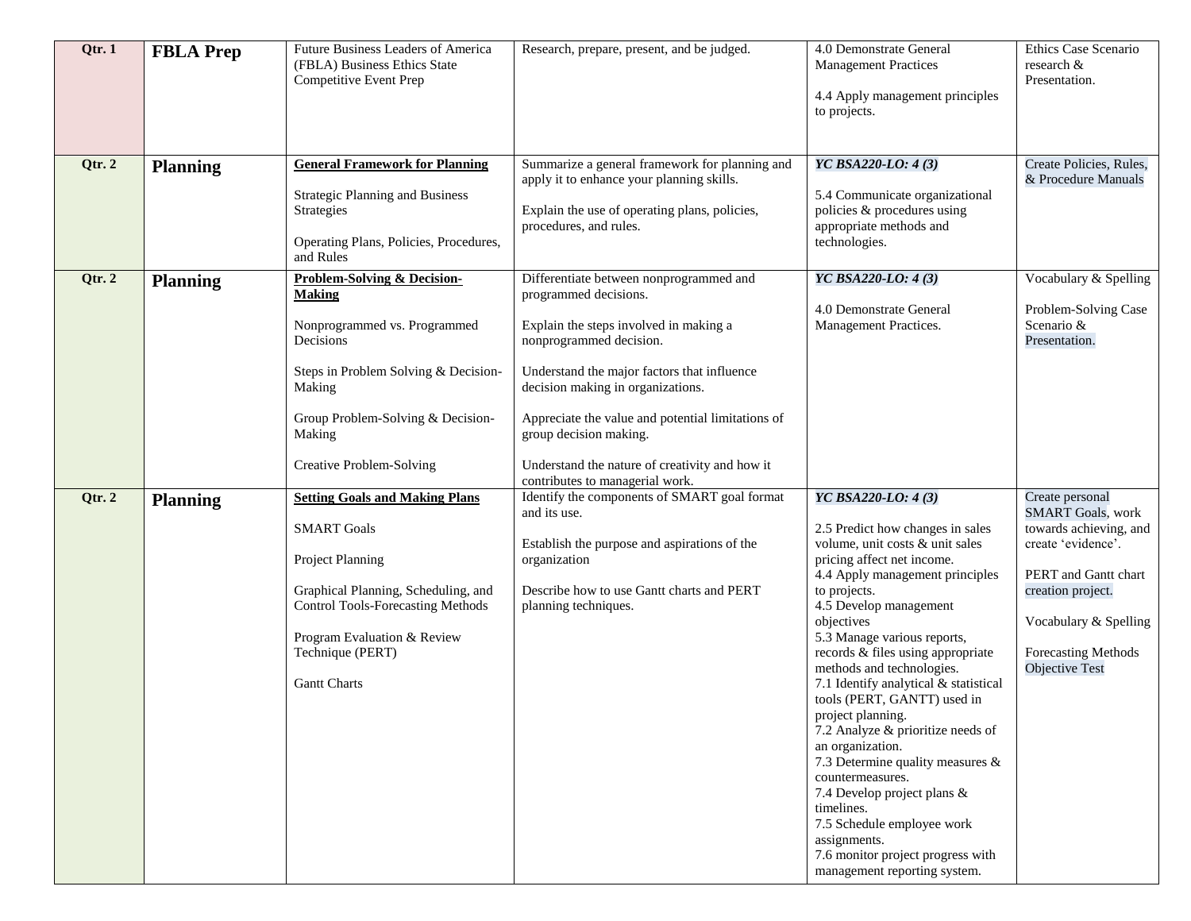| | | | | | |
|---|---|---|---|---|---|
| **Qtr. 1** | **FBLA Prep** | Future Business Leaders of America (FBLA) Business Ethics State Competitive Event Prep | Research, prepare, present, and be judged. | 4.0 Demonstrate General Management Practices<br><br>4.4 Apply management principles to projects. | Ethics Case Scenario research & Presentation. |
| **Qtr. 2** | **Planning** | **General Framework for Planning**<br><br>Strategic Planning and Business Strategies<br><br>Operating Plans, Policies, Procedures, and Rules | Summarize a general framework for planning and apply it to enhance your planning skills.<br><br>Explain the use of operating plans, policies, procedures, and rules. | ***YC BSA220-LO: 4 (3)***<br><br>5.4 Communicate organizational policies & procedures using appropriate methods and technologies. | Create Policies, Rules, & Procedure Manuals |
| **Qtr. 2** | **Planning** | **Problem-Solving & Decision-Making**<br><br>Nonprogrammed vs. Programmed Decisions<br><br>Steps in Problem Solving & Decision-Making<br><br>Group Problem-Solving & Decision-Making<br><br>Creative Problem-Solving | Differentiate between nonprogrammed and programmed decisions.<br><br>Explain the steps involved in making a nonprogrammed decision.<br><br>Understand the major factors that influence decision making in organizations.<br><br>Appreciate the value and potential limitations of group decision making.<br><br>Understand the nature of creativity and how it contributes to managerial work. | ***YC BSA220-LO: 4 (3)***<br><br>4.0 Demonstrate General Management Practices. | Vocabulary & Spelling<br><br>Problem-Solving Case Scenario & Presentation. |
| **Qtr. 2** | **Planning** | **Setting Goals and Making Plans**<br><br>SMART Goals<br><br>Project Planning<br><br>Graphical Planning, Scheduling, and Control Tools-Forecasting Methods<br><br>Program Evaluation & Review Technique (PERT)<br><br>Gantt Charts | Identify the components of SMART goal format and its use.<br><br>Establish the purpose and aspirations of the organization<br><br>Describe how to use Gantt charts and PERT planning techniques. | ***YC BSA220-LO: 4 (3)***<br><br>2.5 Predict how changes in sales volume, unit costs & unit sales pricing affect net income.<br>4.4 Apply management principles to projects.<br>4.5 Develop management objectives<br>5.3 Manage various reports, records & files using appropriate methods and technologies.<br>7.1 Identify analytical & statistical tools (PERT, GANTT) used in project planning.<br>7.2 Analyze & prioritize needs of an organization.<br>7.3 Determine quality measures & countermeasures.<br>7.4 Develop project plans & timelines.<br>7.5 Schedule employee work assignments.<br>7.6 monitor project progress with management reporting system. | Create personal SMART Goals, work towards achieving, and create 'evidence'.<br><br>PERT and Gantt chart creation project.<br><br>Vocabulary & Spelling<br><br>Forecasting Methods Objective Test |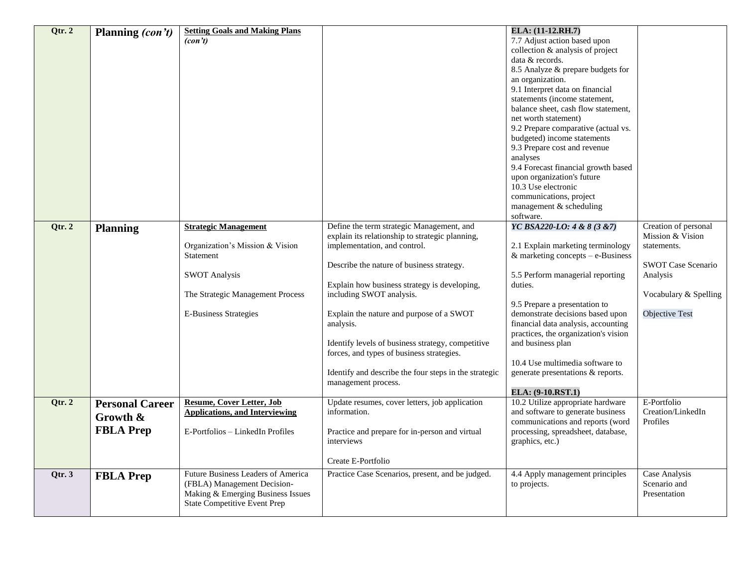| | | | | | |
|---|---|---|---|---|---|
| **Qtr. 2** | **Planning *(con't)*** | **Setting Goals and Making Plans** ***(con't)*** | | **ELA: (11-12.RH.7)**<br>7.7 Adjust action based upon collection & analysis of project data & records.<br>8.5 Analyze & prepare budgets for an organization.<br>9.1 Interpret data on financial statements (income statement, balance sheet, cash flow statement, net worth statement)<br>9.2 Prepare comparative (actual vs. budgeted) income statements<br>9.3 Prepare cost and revenue analyses<br>9.4 Forecast financial growth based upon organization's future<br>10.3 Use electronic communications, project management & scheduling software. | |
| **Qtr. 2** | **Planning** | **Strategic Management**<br><br>Organization's Mission & Vision Statement<br><br>SWOT Analysis<br><br>The Strategic Management Process<br><br>E-Business Strategies | Define the term strategic Management, and explain its relationship to strategic planning, implementation, and control.<br><br>Describe the nature of business strategy.<br><br>Explain how business strategy is developing, including SWOT analysis.<br><br>Explain the nature and purpose of a SWOT analysis.<br><br>Identify levels of business strategy, competitive forces, and types of business strategies.<br><br>Identify and describe the four steps in the strategic management process. | ***YC BSA220-LO: 4 & 8 (3 &7)***<br><br>2.1 Explain marketing terminology & marketing concepts – e-Business<br><br>5.5 Perform managerial reporting duties.<br><br>9.5 Prepare a presentation to demonstrate decisions based upon financial data analysis, accounting practices, the organization's vision and business plan<br><br>10.4 Use multimedia software to generate presentations & reports.<br><br>**ELA: (9-10.RST.1)** | Creation of personal Mission & Vision statements.<br><br>SWOT Case Scenario Analysis<br><br>Vocabulary & Spelling<br><br>Objective Test |
| **Qtr. 2** | **Personal Career Growth & FBLA Prep** | **Resume, Cover Letter, Job Applications, and Interviewing**<br><br>E-Portfolios – LinkedIn Profiles | Update resumes, cover letters, job application information.<br><br>Practice and prepare for in-person and virtual interviews<br><br>Create E-Portfolio | 10.2 Utilize appropriate hardware and software to generate business communications and reports (word processing, spreadsheet, database, graphics, etc.) | E-Portfolio Creation/LinkedIn Profiles |
| **Qtr. 3** | **FBLA Prep** | Future Business Leaders of America (FBLA) Management Decision-Making & Emerging Business Issues State Competitive Event Prep | Practice Case Scenarios, present, and be judged. | 4.4 Apply management principles to projects. | Case Analysis Scenario and Presentation |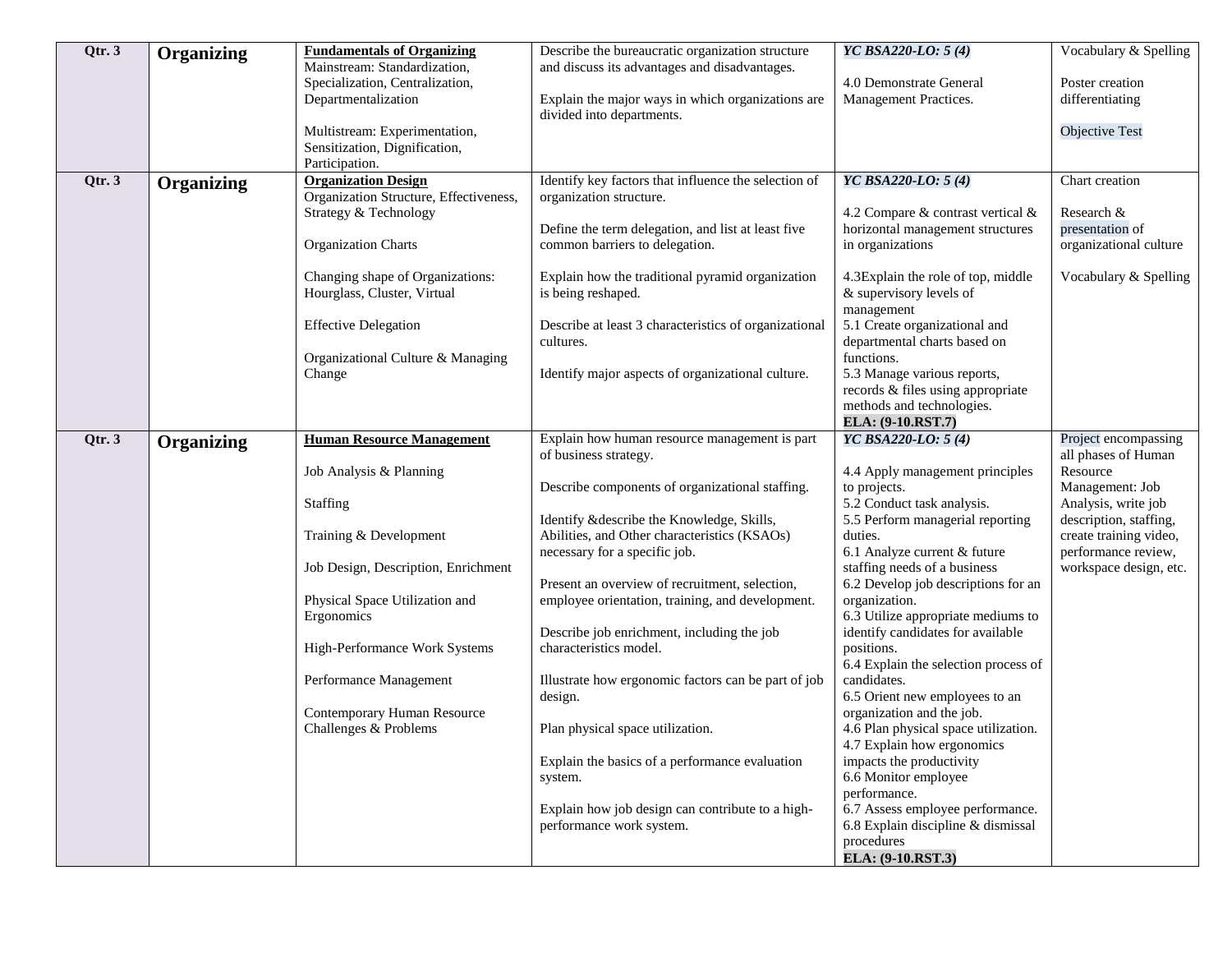| | | | | | |
|---|---|---|---|---|---|
| **Qtr. 3** | **Organizing** | **Fundamentals of Organizing**<br>Mainstream: Standardization, Specialization, Centralization, Departmentalization<br><br>Multistream: Experimentation, Sensitization, Dignification, Participation. | Describe the bureaucratic organization structure and discuss its advantages and disadvantages.<br><br>Explain the major ways in which organizations are divided into departments. | ***YC BSA220-LO: 5 (4)***<br><br>4.0 Demonstrate General Management Practices. | Vocabulary & Spelling<br><br>Poster creation differentiating<br><br>Objective Test |
| **Qtr. 3** | **Organizing** | **Organization Design**<br>Organization Structure, Effectiveness, Strategy & Technology<br><br>Organization Charts<br><br>Changing shape of Organizations: Hourglass, Cluster, Virtual<br><br>Effective Delegation<br><br>Organizational Culture & Managing Change | Identify key factors that influence the selection of organization structure.<br><br>Define the term delegation, and list at least five common barriers to delegation.<br><br>Explain how the traditional pyramid organization is being reshaped.<br><br>Describe at least 3 characteristics of organizational cultures.<br><br>Identify major aspects of organizational culture. | ***YC BSA220-LO: 5 (4)***<br><br>4.2 Compare & contrast vertical & horizontal management structures in organizations<br><br>4.3Explain the role of top, middle & supervisory levels of management<br>5.1 Create organizational and departmental charts based on functions.<br>5.3 Manage various reports, records & files using appropriate methods and technologies.<br>**ELA: (9-10.RST.7)** | Chart creation<br><br>Research & presentation of organizational culture<br><br>Vocabulary & Spelling |
| **Qtr. 3** | **Organizing** | **Human Resource Management**<br><br>Job Analysis & Planning<br><br>Staffing<br><br>Training & Development<br><br>Job Design, Description, Enrichment<br><br>Physical Space Utilization and Ergonomics<br><br>High-Performance Work Systems<br><br>Performance Management<br><br>Contemporary Human Resource Challenges & Problems | Explain how human resource management is part of business strategy.<br><br>Describe components of organizational staffing.<br><br>Identify &describe the Knowledge, Skills, Abilities, and Other characteristics (KSAOs) necessary for a specific job.<br><br>Present an overview of recruitment, selection, employee orientation, training, and development.<br><br>Describe job enrichment, including the job characteristics model.<br><br>Illustrate how ergonomic factors can be part of job design.<br><br>Plan physical space utilization.<br><br>Explain the basics of a performance evaluation system.<br><br>Explain how job design can contribute to a high-performance work system. | ***YC BSA220-LO: 5 (4)***<br><br>4.4 Apply management principles to projects.<br>5.2 Conduct task analysis.<br>5.5 Perform managerial reporting duties.<br>6.1 Analyze current & future staffing needs of a business<br>6.2 Develop job descriptions for an organization.<br>6.3 Utilize appropriate mediums to identify candidates for available positions.<br>6.4 Explain the selection process of candidates.<br>6.5 Orient new employees to an organization and the job.<br>4.6 Plan physical space utilization.<br>4.7 Explain how ergonomics impacts the productivity<br>6.6 Monitor employee performance.<br>6.7 Assess employee performance.<br>6.8 Explain discipline & dismissal procedures<br>**ELA: (9-10.RST.3)** | Project encompassing all phases of Human Resource Management: Job Analysis, write job description, staffing, create training video, performance review, workspace design, etc. |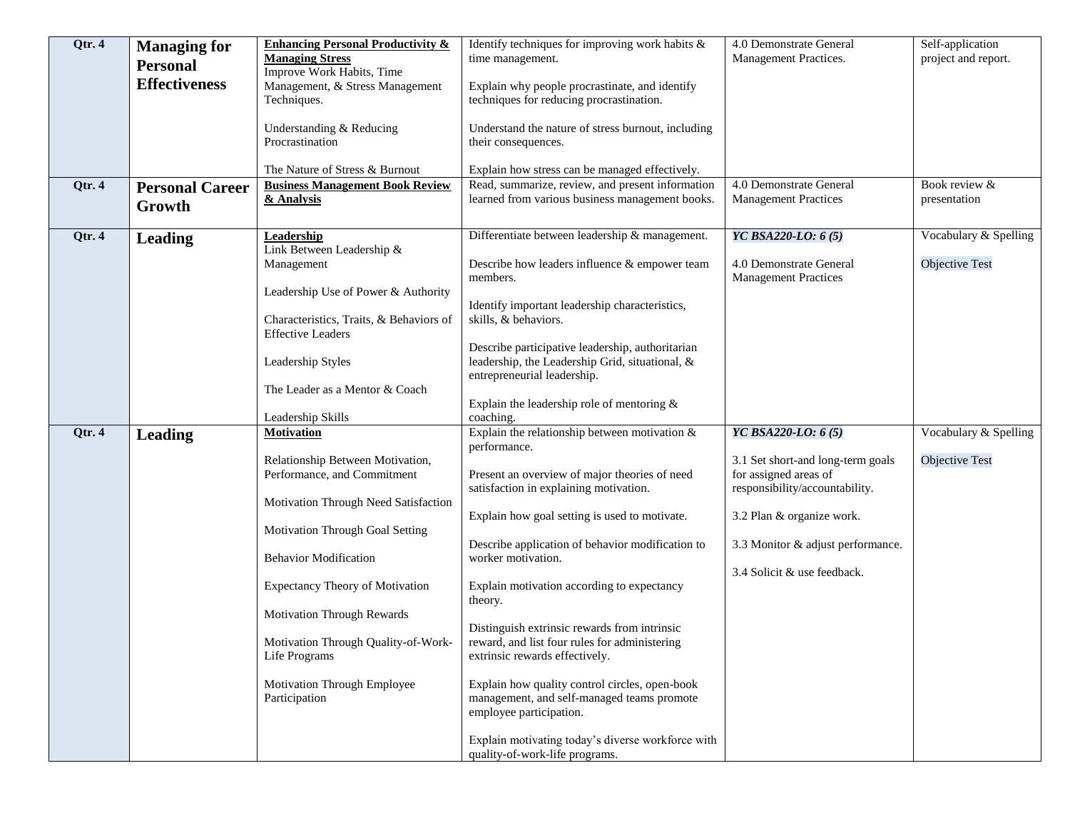| | | | | | |
|---|---|---|---|---|---|
| **Qtr. 4** | **Managing for Personal Effectiveness** | **Enhancing Personal Productivity & Managing Stress**<br>Improve Work Habits, Time Management, & Stress Management Techniques.<br><br>Understanding & Reducing Procrastination<br><br>The Nature of Stress & Burnout | Identify techniques for improving work habits & time management.<br><br>Explain why people procrastinate, and identify techniques for reducing procrastination.<br><br>Understand the nature of stress burnout, including their consequences.<br><br>Explain how stress can be managed effectively. | 4.0 Demonstrate General Management Practices. | Self-application project and report. |
| **Qtr. 4** | **Personal Career Growth** | **Business Management Book Review & Analysis** | Read, summarize, review, and present information learned from various business management books. | 4.0 Demonstrate General Management Practices | Book review & presentation |
| **Qtr. 4** | **Leading** | **Leadership**<br>Link Between Leadership & Management<br><br>Leadership Use of Power & Authority<br><br>Characteristics, Traits, & Behaviors of Effective Leaders<br><br>Leadership Styles<br><br>The Leader as a Mentor & Coach<br><br>Leadership Skills | Differentiate between leadership & management.<br><br>Describe how leaders influence & empower team members.<br><br>Identify important leadership characteristics, skills, & behaviors.<br><br>Describe participative leadership, authoritarian leadership, the Leadership Grid, situational, & entrepreneurial leadership.<br><br>Explain the leadership role of mentoring & coaching. | ***YC BSA220-LO: 6 (5)***<br><br>4.0 Demonstrate General Management Practices | Vocabulary & Spelling<br><br>Objective Test |
| **Qtr. 4** | **Leading** | **Motivation**<br><br>Relationship Between Motivation, Performance, and Commitment<br><br>Motivation Through Need Satisfaction<br><br>Motivation Through Goal Setting<br><br>Behavior Modification<br><br>Expectancy Theory of Motivation<br><br>Motivation Through Rewards<br><br>Motivation Through Quality-of-Work-Life Programs<br><br>Motivation Through Employee Participation | Explain the relationship between motivation & performance.<br><br>Present an overview of major theories of need satisfaction in explaining motivation.<br><br>Explain how goal setting is used to motivate.<br><br>Describe application of behavior modification to worker motivation.<br><br>Explain motivation according to expectancy theory.<br><br>Distinguish extrinsic rewards from intrinsic reward, and list four rules for administering extrinsic rewards effectively.<br><br>Explain how quality control circles, open-book management, and self-managed teams promote employee participation.<br><br>Explain motivating today's diverse workforce with quality-of-work-life programs. | ***YC BSA220-LO: 6 (5)***<br><br>3.1 Set short-and long-term goals for assigned areas of responsibility/accountability.<br><br>3.2 Plan & organize work.<br><br>3.3 Monitor & adjust performance.<br><br>3.4 Solicit & use feedback. | Vocabulary & Spelling<br><br>Objective Test |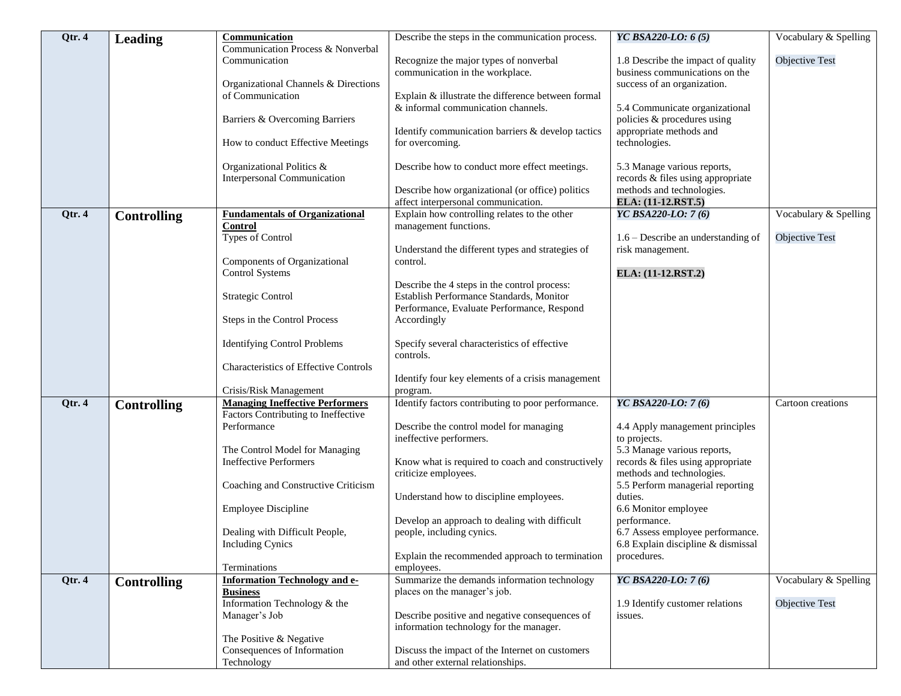| | | | | | |
|---|---|---|---|---|---|
| Qtr. 4 | **Leading** | **Communication**<br>Communication Process & Nonverbal Communication<br><br>Organizational Channels & Directions of Communication<br><br>Barriers & Overcoming Barriers<br><br>How to conduct Effective Meetings<br><br>Organizational Politics & Interpersonal Communication | Describe the steps in the communication process.<br><br>Recognize the major types of nonverbal communication in the workplace.<br><br>Explain & illustrate the difference between formal & informal communication channels.<br><br>Identify communication barriers & develop tactics for overcoming.<br><br>Describe how to conduct more effect meetings.<br><br>Describe how organizational (or office) politics affect interpersonal communication. | ***YC BSA220-LO: 6 (5)***<br><br>1.8 Describe the impact of quality business communications on the success of an organization.<br><br>5.4 Communicate organizational policies & procedures using appropriate methods and technologies.<br><br>5.3 Manage various reports, records & files using appropriate methods and technologies.<br>**ELA: (11-12.RST.5)** | Vocabulary & Spelling<br><br>Objective Test |
| Qtr. 4 | **Controlling** | **Fundamentals of Organizational Control**<br>Types of Control<br><br>Components of Organizational Control Systems<br><br>Strategic Control<br><br>Steps in the Control Process<br><br>Identifying Control Problems<br><br>Characteristics of Effective Controls<br><br>Crisis/Risk Management | Explain how controlling relates to the other management functions.<br><br>Understand the different types and strategies of control.<br><br>Describe the 4 steps in the control process: Establish Performance Standards, Monitor Performance, Evaluate Performance, Respond Accordingly<br><br>Specify several characteristics of effective controls.<br><br>Identify four key elements of a crisis management program. | ***YC BSA220-LO: 7 (6)***<br><br>1.6 – Describe an understanding of risk management.<br><br>**ELA: (11-12.RST.2)** | Vocabulary & Spelling<br><br>Objective Test |
| Qtr. 4 | **Controlling** | **Managing Ineffective Performers**<br>Factors Contributing to Ineffective Performance<br><br>The Control Model for Managing Ineffective Performers<br><br>Coaching and Constructive Criticism<br><br>Employee Discipline<br><br>Dealing with Difficult People, Including Cynics<br><br>Terminations | Identify factors contributing to poor performance.<br><br>Describe the control model for managing ineffective performers.<br><br>Know what is required to coach and constructively criticize employees.<br><br>Understand how to discipline employees.<br><br>Develop an approach to dealing with difficult people, including cynics.<br><br>Explain the recommended approach to termination employees. | ***YC BSA220-LO: 7 (6)***<br><br>4.4 Apply management principles to projects.<br>5.3 Manage various reports, records & files using appropriate methods and technologies.<br>5.5 Perform managerial reporting duties.<br>6.6 Monitor employee performance.<br>6.7 Assess employee performance.<br>6.8 Explain discipline & dismissal procedures. | Cartoon creations |
| Qtr. 4 | **Controlling** | **Information Technology and e-Business**<br>Information Technology & the Manager's Job<br><br>The Positive & Negative Consequences of Information Technology | Summarize the demands information technology places on the manager's job.<br><br>Describe positive and negative consequences of information technology for the manager.<br><br>Discuss the impact of the Internet on customers and other external relationships. | ***YC BSA220-LO: 7 (6)***<br><br>1.9 Identify customer relations issues. | Vocabulary & Spelling<br><br>Objective Test |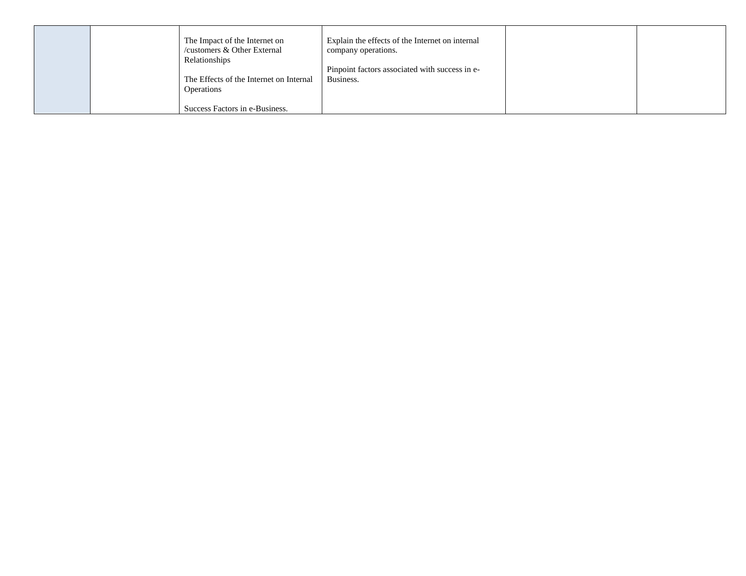| | | | | | |
|---|---|---|---|---|---|
| | | The Impact of the Internet on /customers & Other External Relationships<br><br>The Effects of the Internet on Internal Operations<br><br>Success Factors in e-Business. | Explain the effects of the Internet on internal company operations.<br><br>Pinpoint factors associated with success in e-Business. | | |